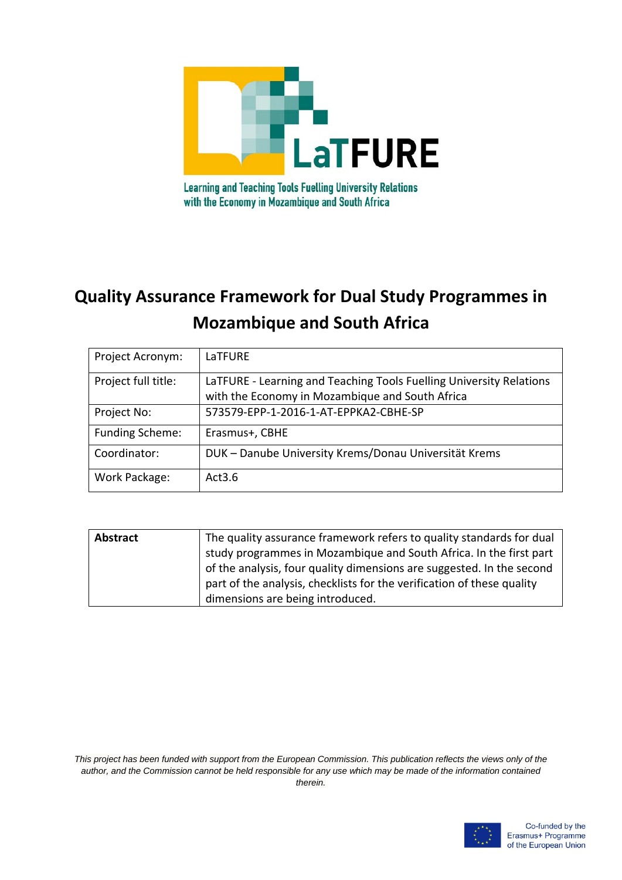LaTFURE

Learning and Teaching Tools Fuelling University Relations with the Economy in Mozambique and South Africa

# Quality Assurance Framework for Dual Study Programmes in Mozambique and South Africa

| Project Acronym: | LaTFURE |
| --- | --- |
| Project full title: | LaTFURE - Learning and Teaching Tools Fuelling University Relations with the Economy in Mozambique and South Africa |
| Project No: | 573579-EPP-1-2016-1-AT-EPPKA2-CBHE-SP |
| Funding Scheme: | Erasmus+, CBHE |
| Coordinator: | DUK – Danube University Krems/Donau Universität Krems |
| Work Package: | Act3.6 |

| **Abstract** | The quality assurance framework refers to quality standards for dual study programmes in Mozambique and South Africa. In the first part of the analysis, four quality dimensions are suggested. In the second part of the analysis, checklists for the verification of these quality dimensions are being introduced. |
| --- | --- |

*This project has been funded with support from the European Commission. This publication reflects the views only of the author, and the Commission cannot be held responsible for any use which may be made of the information contained therein.*

Co-funded by the Erasmus+ Programme of the European Union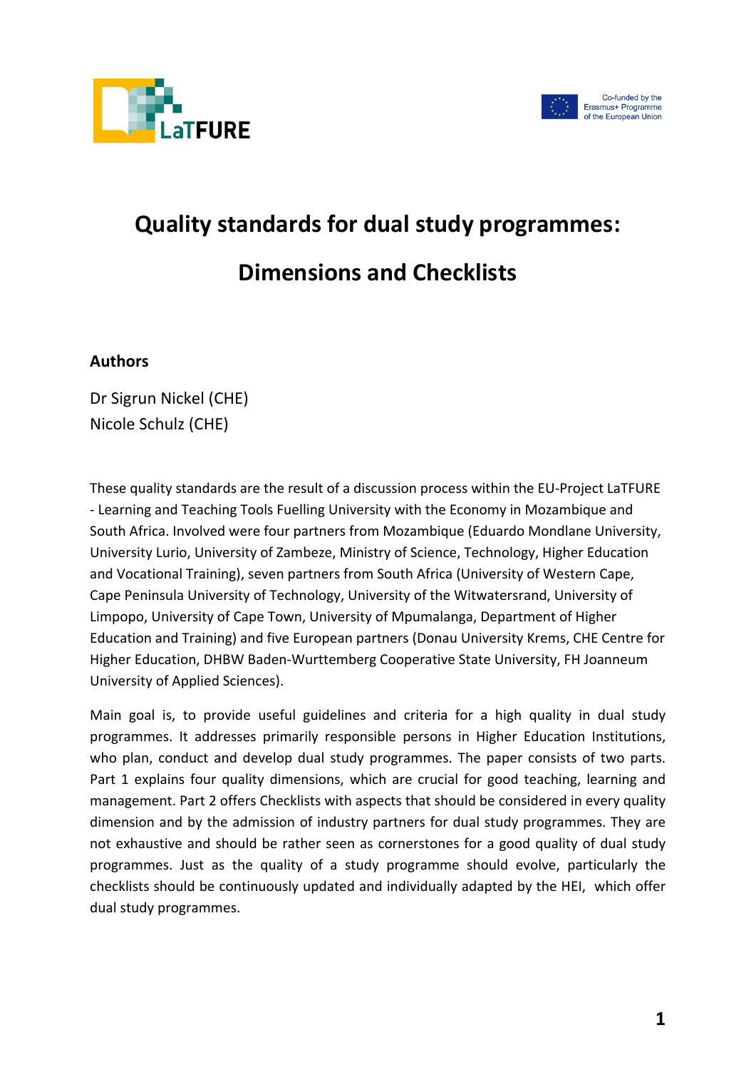# Quality standards for dual study programmes:

# Dimensions and Checklists

**Authors**

Dr Sigrun Nickel (CHE)
Nicole Schulz (CHE)

These quality standards are the result of a discussion process within the EU-Project LaTFURE - Learning and Teaching Tools Fuelling University with the Economy in Mozambique and South Africa. Involved were four partners from Mozambique (Eduardo Mondlane University, University Lurio, University of Zambeze, Ministry of Science, Technology, Higher Education and Vocational Training), seven partners from South Africa (University of Western Cape, Cape Peninsula University of Technology, University of the Witwatersrand, University of Limpopo, University of Cape Town, University of Mpumalanga, Department of Higher Education and Training) and five European partners (Donau University Krems, CHE Centre for Higher Education, DHBW Baden-Wurttemberg Cooperative State University, FH Joanneum University of Applied Sciences).

Main goal is, to provide useful guidelines and criteria for a high quality in dual study programmes. It addresses primarily responsible persons in Higher Education Institutions, who plan, conduct and develop dual study programmes. The paper consists of two parts. Part 1 explains four quality dimensions, which are crucial for good teaching, learning and management. Part 2 offers Checklists with aspects that should be considered in every quality dimension and by the admission of industry partners for dual study programmes. They are not exhaustive and should be rather seen as cornerstones for a good quality of dual study programmes. Just as the quality of a study programme should evolve, particularly the checklists should be continuously updated and individually adapted by the HEI, which offer dual study programmes.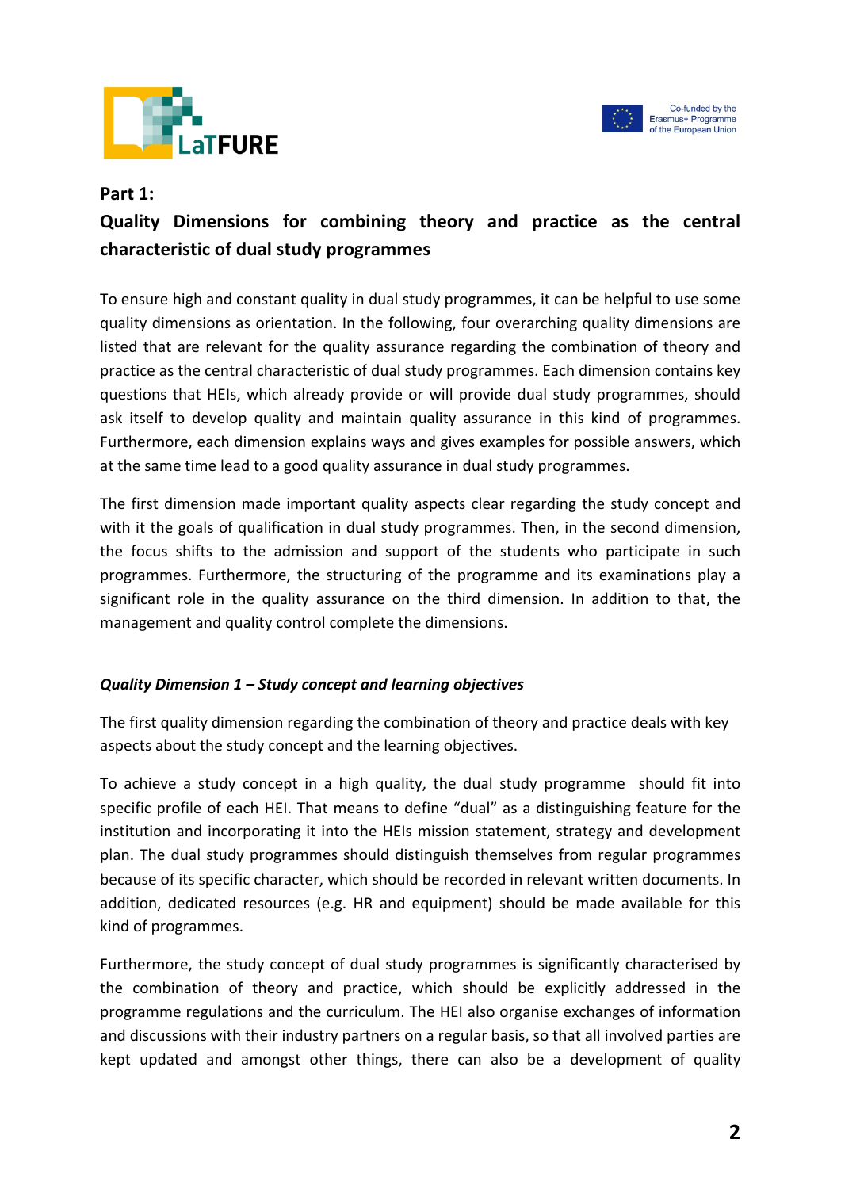## Part 1:

## Quality Dimensions for combining theory and practice as the central characteristic of dual study programmes

To ensure high and constant quality in dual study programmes, it can be helpful to use some quality dimensions as orientation. In the following, four overarching quality dimensions are listed that are relevant for the quality assurance regarding the combination of theory and practice as the central characteristic of dual study programmes. Each dimension contains key questions that HEIs, which already provide or will provide dual study programmes, should ask itself to develop quality and maintain quality assurance in this kind of programmes. Furthermore, each dimension explains ways and gives examples for possible answers, which at the same time lead to a good quality assurance in dual study programmes.

The first dimension made important quality aspects clear regarding the study concept and with it the goals of qualification in dual study programmes. Then, in the second dimension, the focus shifts to the admission and support of the students who participate in such programmes. Furthermore, the structuring of the programme and its examinations play a significant role in the quality assurance on the third dimension. In addition to that, the management and quality control complete the dimensions.

### *Quality Dimension 1 – Study concept and learning objectives*

The first quality dimension regarding the combination of theory and practice deals with key aspects about the study concept and the learning objectives.

To achieve a study concept in a high quality, the dual study programme should fit into specific profile of each HEI. That means to define "dual" as a distinguishing feature for the institution and incorporating it into the HEIs mission statement, strategy and development plan. The dual study programmes should distinguish themselves from regular programmes because of its specific character, which should be recorded in relevant written documents. In addition, dedicated resources (e.g. HR and equipment) should be made available for this kind of programmes.

Furthermore, the study concept of dual study programmes is significantly characterised by the combination of theory and practice, which should be explicitly addressed in the programme regulations and the curriculum. The HEI also organise exchanges of information and discussions with their industry partners on a regular basis, so that all involved parties are kept updated and amongst other things, there can also be a development of quality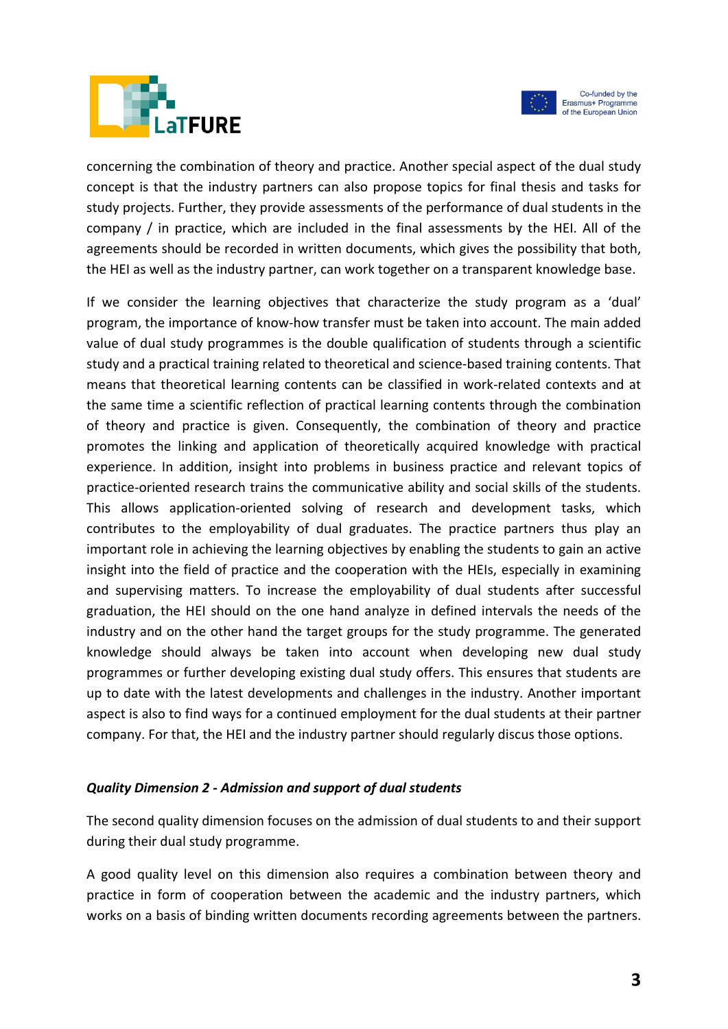concerning the combination of theory and practice. Another special aspect of the dual study concept is that the industry partners can also propose topics for final thesis and tasks for study projects. Further, they provide assessments of the performance of dual students in the company / in practice, which are included in the final assessments by the HEI. All of the agreements should be recorded in written documents, which gives the possibility that both, the HEI as well as the industry partner, can work together on a transparent knowledge base.

If we consider the learning objectives that characterize the study program as a 'dual' program, the importance of know-how transfer must be taken into account. The main added value of dual study programmes is the double qualification of students through a scientific study and a practical training related to theoretical and science-based training contents. That means that theoretical learning contents can be classified in work-related contexts and at the same time a scientific reflection of practical learning contents through the combination of theory and practice is given. Consequently, the combination of theory and practice promotes the linking and application of theoretically acquired knowledge with practical experience. In addition, insight into problems in business practice and relevant topics of practice-oriented research trains the communicative ability and social skills of the students. This allows application-oriented solving of research and development tasks, which contributes to the employability of dual graduates. The practice partners thus play an important role in achieving the learning objectives by enabling the students to gain an active insight into the field of practice and the cooperation with the HEIs, especially in examining and supervising matters. To increase the employability of dual students after successful graduation, the HEI should on the one hand analyze in defined intervals the needs of the industry and on the other hand the target groups for the study programme. The generated knowledge should always be taken into account when developing new dual study programmes or further developing existing dual study offers. This ensures that students are up to date with the latest developments and challenges in the industry. Another important aspect is also to find ways for a continued employment for the dual students at their partner company. For that, the HEI and the industry partner should regularly discus those options.

***Quality Dimension 2 - Admission and support of dual students***

The second quality dimension focuses on the admission of dual students to and their support during their dual study programme.

A good quality level on this dimension also requires a combination between theory and practice in form of cooperation between the academic and the industry partners, which works on a basis of binding written documents recording agreements between the partners.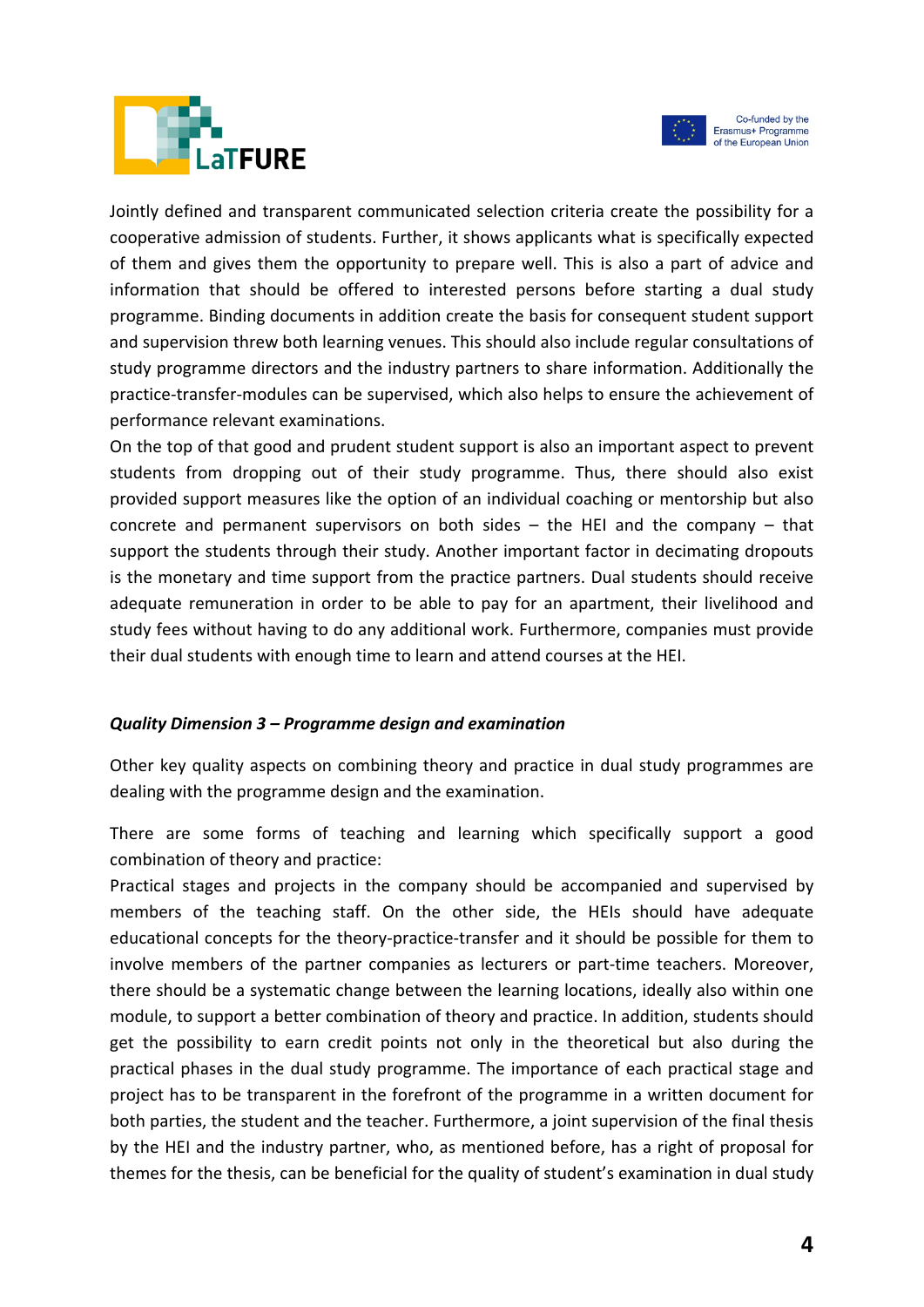Jointly defined and transparent communicated selection criteria create the possibility for a cooperative admission of students. Further, it shows applicants what is specifically expected of them and gives them the opportunity to prepare well. This is also a part of advice and information that should be offered to interested persons before starting a dual study programme. Binding documents in addition create the basis for consequent student support and supervision threw both learning venues. This should also include regular consultations of study programme directors and the industry partners to share information. Additionally the practice-transfer-modules can be supervised, which also helps to ensure the achievement of performance relevant examinations.
On the top of that good and prudent student support is also an important aspect to prevent students from dropping out of their study programme. Thus, there should also exist provided support measures like the option of an individual coaching or mentorship but also concrete and permanent supervisors on both sides – the HEI and the company – that support the students through their study. Another important factor in decimating dropouts is the monetary and time support from the practice partners. Dual students should receive adequate remuneration in order to be able to pay for an apartment, their livelihood and study fees without having to do any additional work. Furthermore, companies must provide their dual students with enough time to learn and attend courses at the HEI.

### *Quality Dimension 3 – Programme design and examination*

Other key quality aspects on combining theory and practice in dual study programmes are dealing with the programme design and the examination.

There are some forms of teaching and learning which specifically support a good combination of theory and practice:
Practical stages and projects in the company should be accompanied and supervised by members of the teaching staff. On the other side, the HEIs should have adequate educational concepts for the theory-practice-transfer and it should be possible for them to involve members of the partner companies as lecturers or part-time teachers. Moreover, there should be a systematic change between the learning locations, ideally also within one module, to support a better combination of theory and practice. In addition, students should get the possibility to earn credit points not only in the theoretical but also during the practical phases in the dual study programme. The importance of each practical stage and project has to be transparent in the forefront of the programme in a written document for both parties, the student and the teacher. Furthermore, a joint supervision of the final thesis by the HEI and the industry partner, who, as mentioned before, has a right of proposal for themes for the thesis, can be beneficial for the quality of student's examination in dual study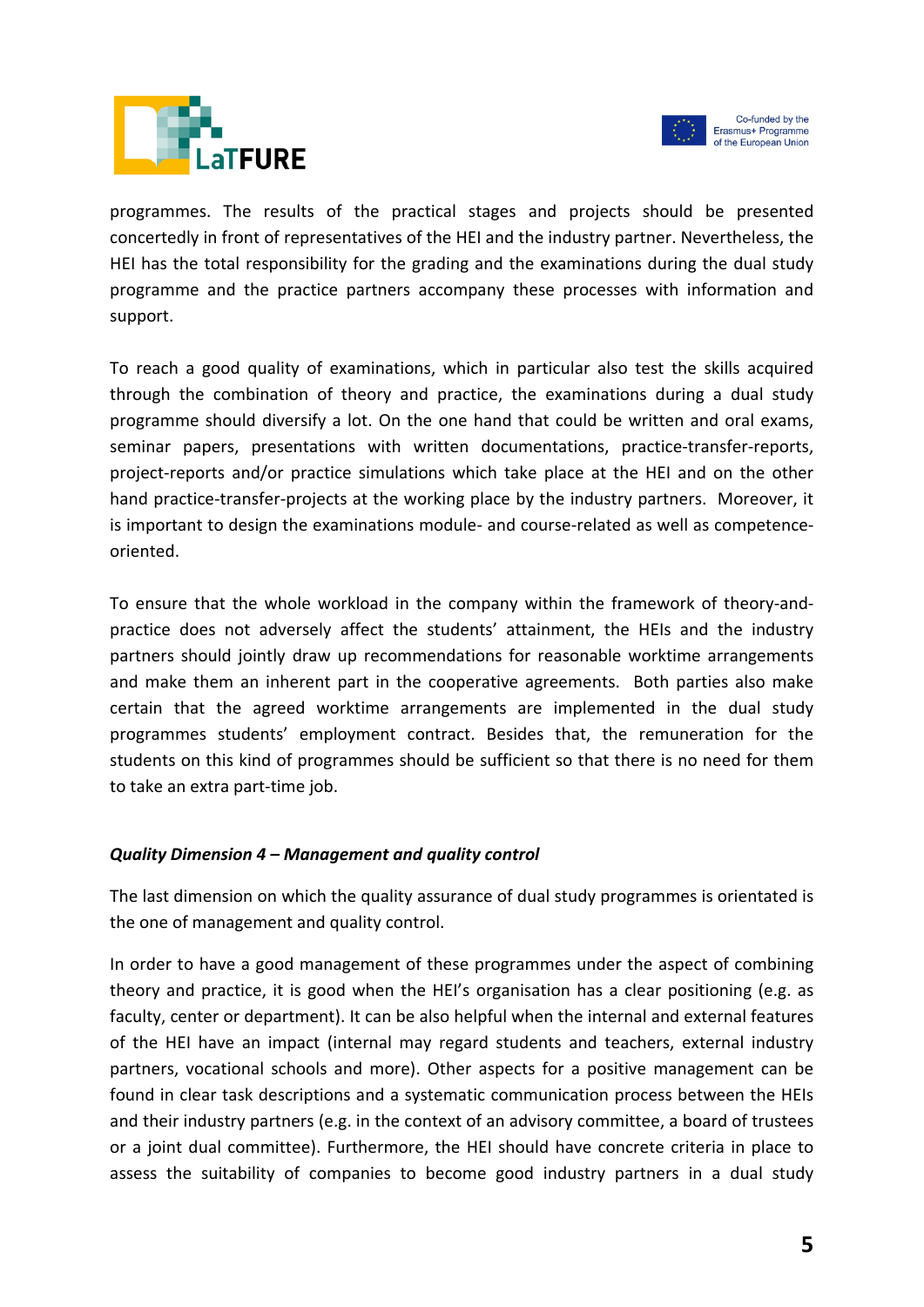programmes. The results of the practical stages and projects should be presented concertedly in front of representatives of the HEI and the industry partner. Nevertheless, the HEI has the total responsibility for the grading and the examinations during the dual study programme and the practice partners accompany these processes with information and support.

To reach a good quality of examinations, which in particular also test the skills acquired through the combination of theory and practice, the examinations during a dual study programme should diversify a lot. On the one hand that could be written and oral exams, seminar papers, presentations with written documentations, practice-transfer-reports, project-reports and/or practice simulations which take place at the HEI and on the other hand practice-transfer-projects at the working place by the industry partners. Moreover, it is important to design the examinations module- and course-related as well as competence-oriented.

To ensure that the whole workload in the company within the framework of theory-and-practice does not adversely affect the students' attainment, the HEIs and the industry partners should jointly draw up recommendations for reasonable worktime arrangements and make them an inherent part in the cooperative agreements. Both parties also make certain that the agreed worktime arrangements are implemented in the dual study programmes students' employment contract. Besides that, the remuneration for the students on this kind of programmes should be sufficient so that there is no need for them to take an extra part-time job.

***Quality Dimension 4 – Management and quality control***

The last dimension on which the quality assurance of dual study programmes is orientated is the one of management and quality control.

In order to have a good management of these programmes under the aspect of combining theory and practice, it is good when the HEI's organisation has a clear positioning (e.g. as faculty, center or department). It can be also helpful when the internal and external features of the HEI have an impact (internal may regard students and teachers, external industry partners, vocational schools and more). Other aspects for a positive management can be found in clear task descriptions and a systematic communication process between the HEIs and their industry partners (e.g. in the context of an advisory committee, a board of trustees or a joint dual committee). Furthermore, the HEI should have concrete criteria in place to assess the suitability of companies to become good industry partners in a dual study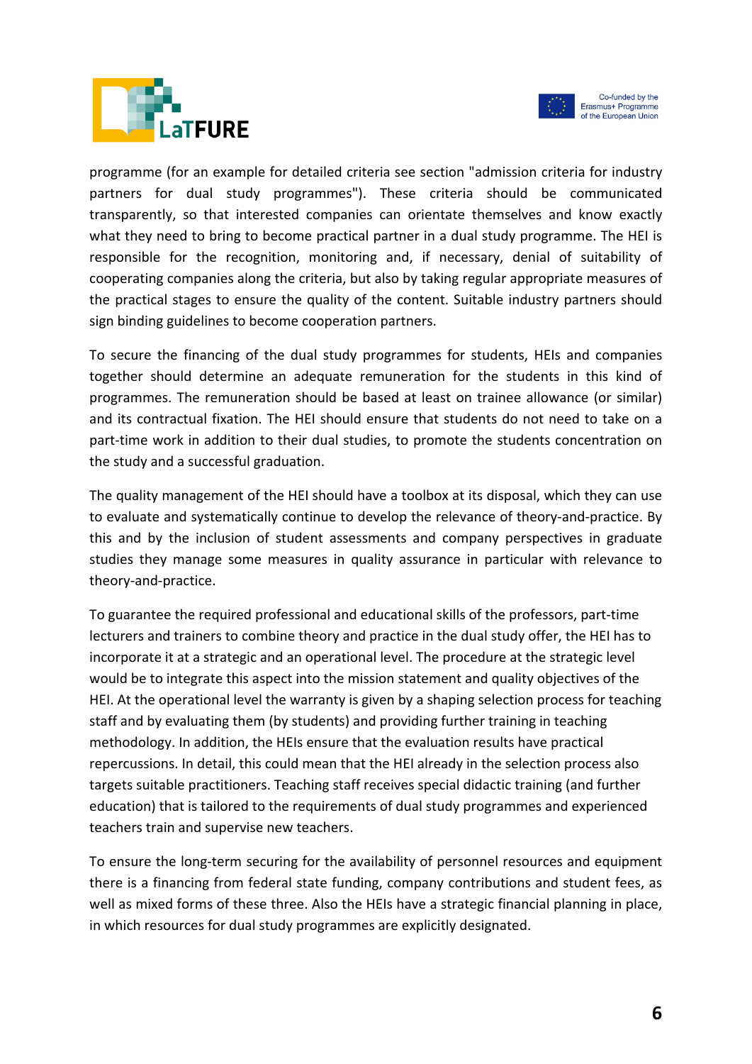programme (for an example for detailed criteria see section "admission criteria for industry partners for dual study programmes"). These criteria should be communicated transparently, so that interested companies can orientate themselves and know exactly what they need to bring to become practical partner in a dual study programme. The HEI is responsible for the recognition, monitoring and, if necessary, denial of suitability of cooperating companies along the criteria, but also by taking regular appropriate measures of the practical stages to ensure the quality of the content. Suitable industry partners should sign binding guidelines to become cooperation partners.

To secure the financing of the dual study programmes for students, HEIs and companies together should determine an adequate remuneration for the students in this kind of programmes. The remuneration should be based at least on trainee allowance (or similar) and its contractual fixation. The HEI should ensure that students do not need to take on a part-time work in addition to their dual studies, to promote the students concentration on the study and a successful graduation.

The quality management of the HEI should have a toolbox at its disposal, which they can use to evaluate and systematically continue to develop the relevance of theory-and-practice. By this and by the inclusion of student assessments and company perspectives in graduate studies they manage some measures in quality assurance in particular with relevance to theory-and-practice.

To guarantee the required professional and educational skills of the professors, part-time lecturers and trainers to combine theory and practice in the dual study offer, the HEI has to incorporate it at a strategic and an operational level. The procedure at the strategic level would be to integrate this aspect into the mission statement and quality objectives of the HEI. At the operational level the warranty is given by a shaping selection process for teaching staff and by evaluating them (by students) and providing further training in teaching methodology. In addition, the HEIs ensure that the evaluation results have practical repercussions. In detail, this could mean that the HEI already in the selection process also targets suitable practitioners. Teaching staff receives special didactic training (and further education) that is tailored to the requirements of dual study programmes and experienced teachers train and supervise new teachers.

To ensure the long-term securing for the availability of personnel resources and equipment there is a financing from federal state funding, company contributions and student fees, as well as mixed forms of these three. Also the HEIs have a strategic financial planning in place, in which resources for dual study programmes are explicitly designated.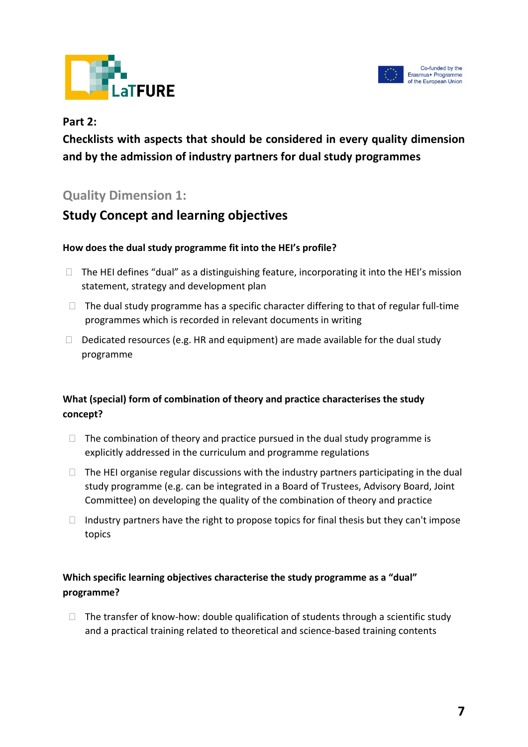**Part 2:**

## Checklists with aspects that should be considered in every quality dimension and by the admission of industry partners for dual study programmes

### Quality Dimension 1:

### Study Concept and learning objectives

**How does the dual study programme fit into the HEI's profile?**

- ☐ The HEI defines "dual" as a distinguishing feature, incorporating it into the HEI's mission statement, strategy and development plan
- ☐ The dual study programme has a specific character differing to that of regular full-time programmes which is recorded in relevant documents in writing
- ☐ Dedicated resources (e.g. HR and equipment) are made available for the dual study programme

**What (special) form of combination of theory and practice characterises the study concept?**

- ☐ The combination of theory and practice pursued in the dual study programme is explicitly addressed in the curriculum and programme regulations
- ☐ The HEI organise regular discussions with the industry partners participating in the dual study programme (e.g. can be integrated in a Board of Trustees, Advisory Board, Joint Committee) on developing the quality of the combination of theory and practice
- ☐ Industry partners have the right to propose topics for final thesis but they can't impose topics

**Which specific learning objectives characterise the study programme as a "dual" programme?**

- ☐ The transfer of know-how: double qualification of students through a scientific study and a practical training related to theoretical and science-based training contents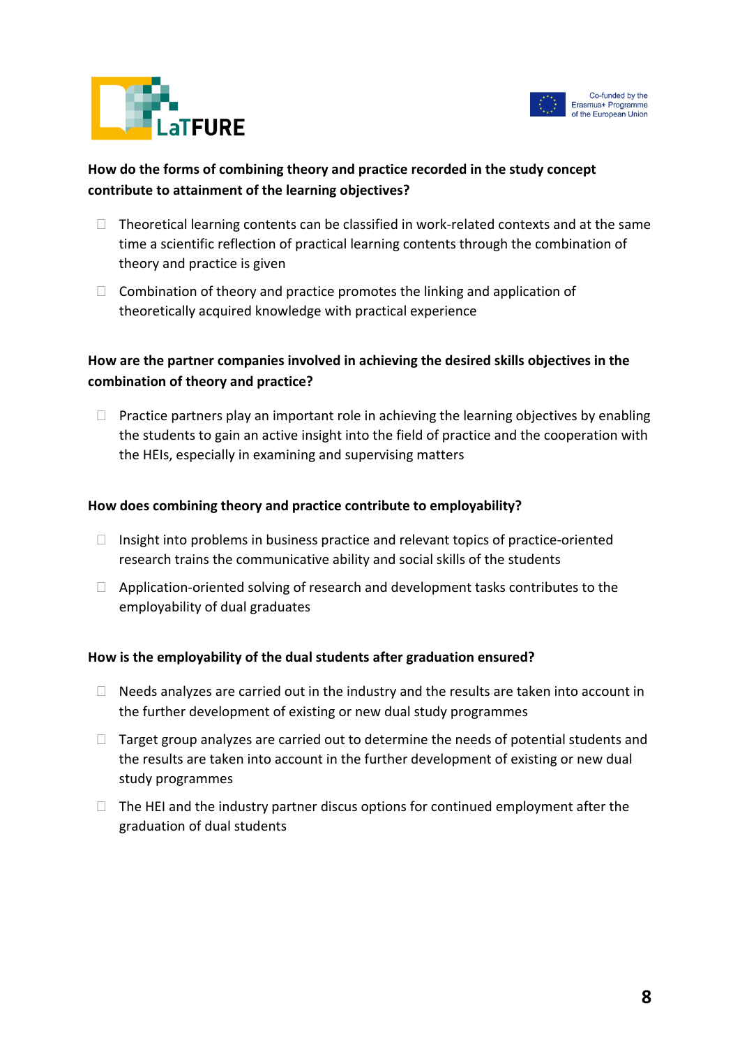**How do the forms of combining theory and practice recorded in the study concept contribute to attainment of the learning objectives?**

- Theoretical learning contents can be classified in work-related contexts and at the same time a scientific reflection of practical learning contents through the combination of theory and practice is given
- Combination of theory and practice promotes the linking and application of theoretically acquired knowledge with practical experience

**How are the partner companies involved in achieving the desired skills objectives in the combination of theory and practice?**

- Practice partners play an important role in achieving the learning objectives by enabling the students to gain an active insight into the field of practice and the cooperation with the HEIs, especially in examining and supervising matters

**How does combining theory and practice contribute to employability?**

- Insight into problems in business practice and relevant topics of practice-oriented research trains the communicative ability and social skills of the students
- Application-oriented solving of research and development tasks contributes to the employability of dual graduates

**How is the employability of the dual students after graduation ensured?**

- Needs analyzes are carried out in the industry and the results are taken into account in the further development of existing or new dual study programmes
- Target group analyzes are carried out to determine the needs of potential students and the results are taken into account in the further development of existing or new dual study programmes
- The HEI and the industry partner discus options for continued employment after the graduation of dual students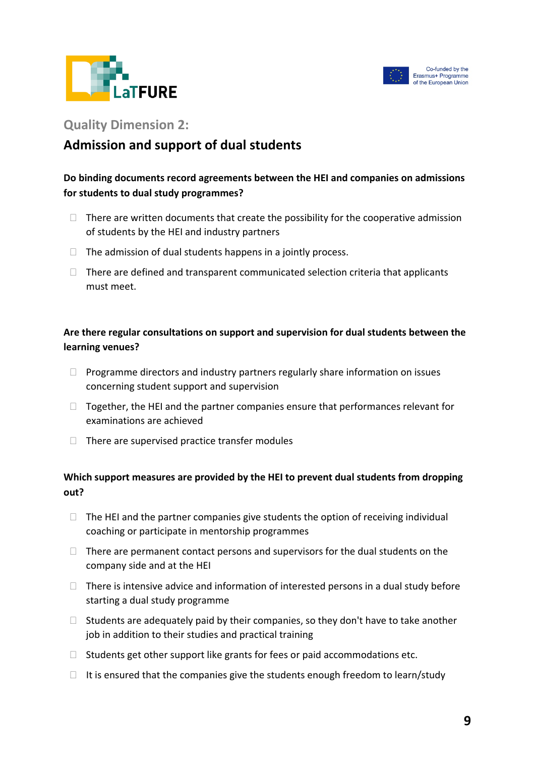## Quality Dimension 2:

## Admission and support of dual students

**Do binding documents record agreements between the HEI and companies on admissions for students to dual study programmes?**

- ☐ There are written documents that create the possibility for the cooperative admission of students by the HEI and industry partners
- ☐ The admission of dual students happens in a jointly process.
- ☐ There are defined and transparent communicated selection criteria that applicants must meet.

**Are there regular consultations on support and supervision for dual students between the learning venues?**

- ☐ Programme directors and industry partners regularly share information on issues concerning student support and supervision
- ☐ Together, the HEI and the partner companies ensure that performances relevant for examinations are achieved
- ☐ There are supervised practice transfer modules

**Which support measures are provided by the HEI to prevent dual students from dropping out?**

- ☐ The HEI and the partner companies give students the option of receiving individual coaching or participate in mentorship programmes
- ☐ There are permanent contact persons and supervisors for the dual students on the company side and at the HEI
- ☐ There is intensive advice and information of interested persons in a dual study before starting a dual study programme
- ☐ Students are adequately paid by their companies, so they don't have to take another job in addition to their studies and practical training
- ☐ Students get other support like grants for fees or paid accommodations etc.
- ☐ It is ensured that the companies give the students enough freedom to learn/study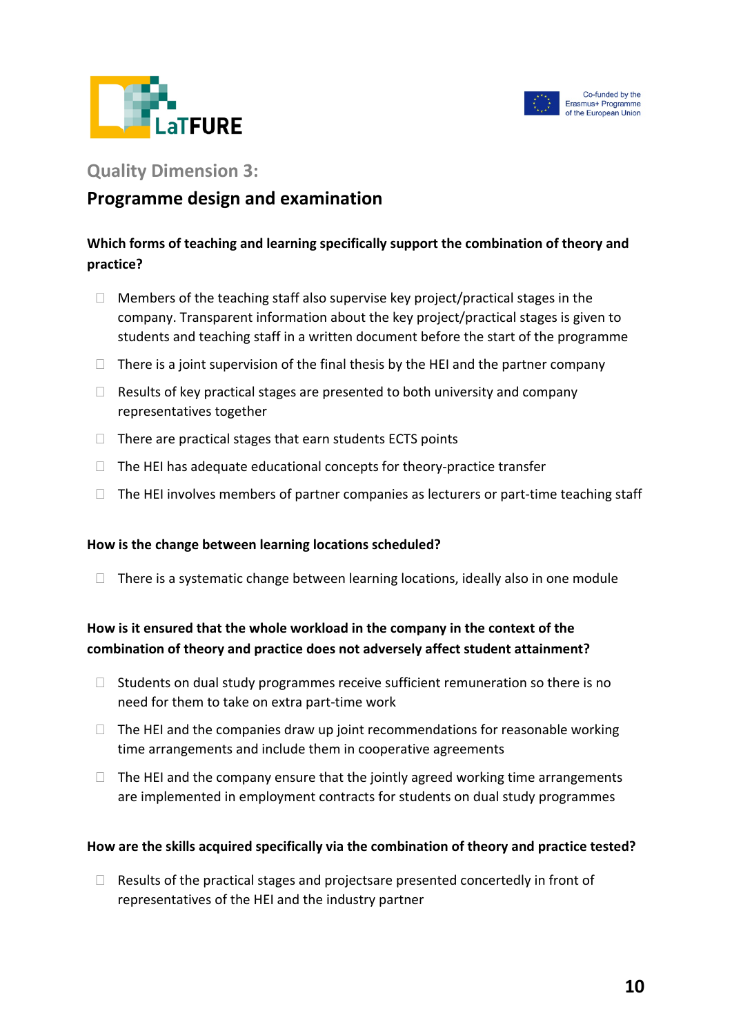## Quality Dimension 3:

## Programme design and examination

**Which forms of teaching and learning specifically support the combination of theory and practice?**

- ☐ Members of the teaching staff also supervise key project/practical stages in the company. Transparent information about the key project/practical stages is given to students and teaching staff in a written document before the start of the programme
- ☐ There is a joint supervision of the final thesis by the HEI and the partner company
- ☐ Results of key practical stages are presented to both university and company representatives together
- ☐ There are practical stages that earn students ECTS points
- ☐ The HEI has adequate educational concepts for theory-practice transfer
- ☐ The HEI involves members of partner companies as lecturers or part-time teaching staff

**How is the change between learning locations scheduled?**

- ☐ There is a systematic change between learning locations, ideally also in one module

**How is it ensured that the whole workload in the company in the context of the combination of theory and practice does not adversely affect student attainment?**

- ☐ Students on dual study programmes receive sufficient remuneration so there is no need for them to take on extra part-time work
- ☐ The HEI and the companies draw up joint recommendations for reasonable working time arrangements and include them in cooperative agreements
- ☐ The HEI and the company ensure that the jointly agreed working time arrangements are implemented in employment contracts for students on dual study programmes

**How are the skills acquired specifically via the combination of theory and practice tested?**

- ☐ Results of the practical stages and projectsare presented concertedly in front of representatives of the HEI and the industry partner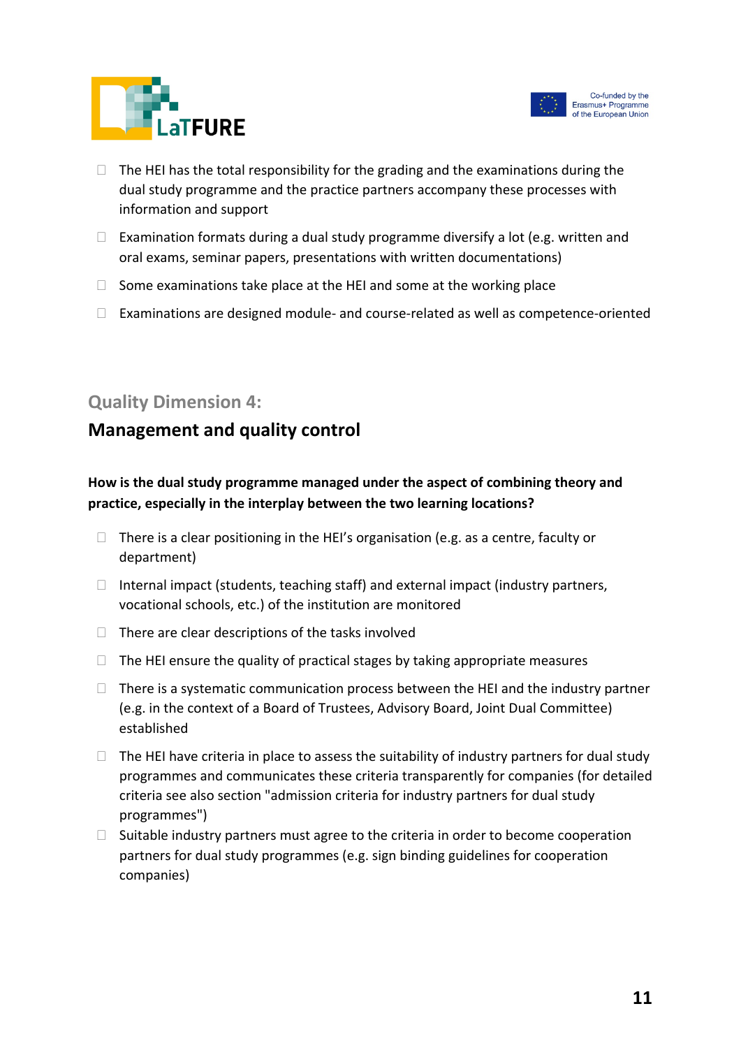- The HEI has the total responsibility for the grading and the examinations during the dual study programme and the practice partners accompany these processes with information and support
- Examination formats during a dual study programme diversify a lot (e.g. written and oral exams, seminar papers, presentations with written documentations)
- Some examinations take place at the HEI and some at the working place
- Examinations are designed module- and course-related as well as competence-oriented

### Quality Dimension 4:

## Management and quality control

**How is the dual study programme managed under the aspect of combining theory and practice, especially in the interplay between the two learning locations?**

- There is a clear positioning in the HEI's organisation (e.g. as a centre, faculty or department)
- Internal impact (students, teaching staff) and external impact (industry partners, vocational schools, etc.) of the institution are monitored
- There are clear descriptions of the tasks involved
- The HEI ensure the quality of practical stages by taking appropriate measures
- There is a systematic communication process between the HEI and the industry partner (e.g. in the context of a Board of Trustees, Advisory Board, Joint Dual Committee) established
- The HEI have criteria in place to assess the suitability of industry partners for dual study programmes and communicates these criteria transparently for companies (for detailed criteria see also section "admission criteria for industry partners for dual study programmes")
- Suitable industry partners must agree to the criteria in order to become cooperation partners for dual study programmes (e.g. sign binding guidelines for cooperation companies)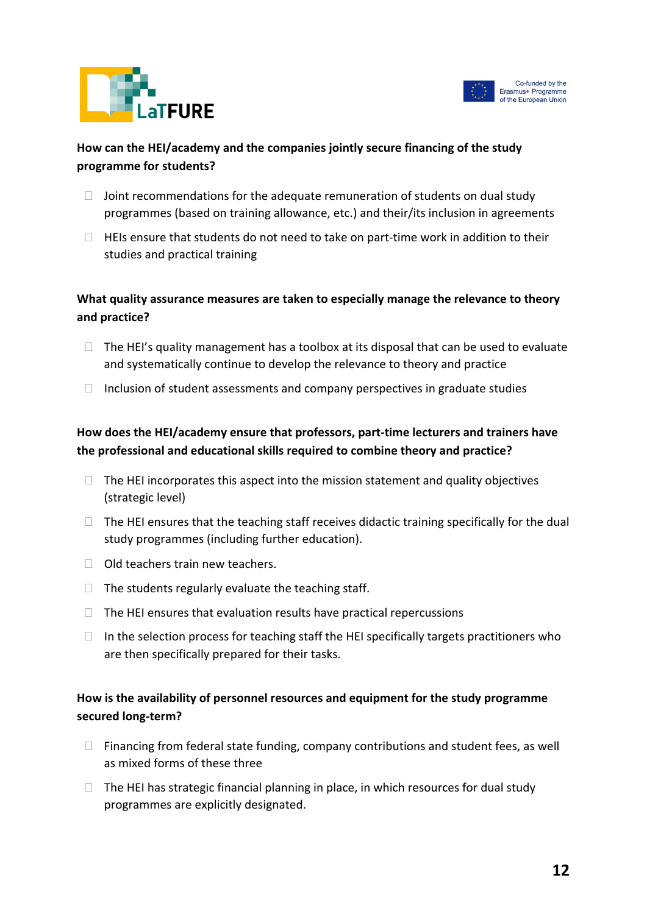**How can the HEI/academy and the companies jointly secure financing of the study programme for students?**

- Joint recommendations for the adequate remuneration of students on dual study programmes (based on training allowance, etc.) and their/its inclusion in agreements
- HEIs ensure that students do not need to take on part-time work in addition to their studies and practical training

**What quality assurance measures are taken to especially manage the relevance to theory and practice?**

- The HEI's quality management has a toolbox at its disposal that can be used to evaluate and systematically continue to develop the relevance to theory and practice
- Inclusion of student assessments and company perspectives in graduate studies

**How does the HEI/academy ensure that professors, part-time lecturers and trainers have the professional and educational skills required to combine theory and practice?**

- The HEI incorporates this aspect into the mission statement and quality objectives (strategic level)
- The HEI ensures that the teaching staff receives didactic training specifically for the dual study programmes (including further education).
- Old teachers train new teachers.
- The students regularly evaluate the teaching staff.
- The HEI ensures that evaluation results have practical repercussions
- In the selection process for teaching staff the HEI specifically targets practitioners who are then specifically prepared for their tasks.

**How is the availability of personnel resources and equipment for the study programme secured long-term?**

- Financing from federal state funding, company contributions and student fees, as well as mixed forms of these three
- The HEI has strategic financial planning in place, in which resources for dual study programmes are explicitly designated.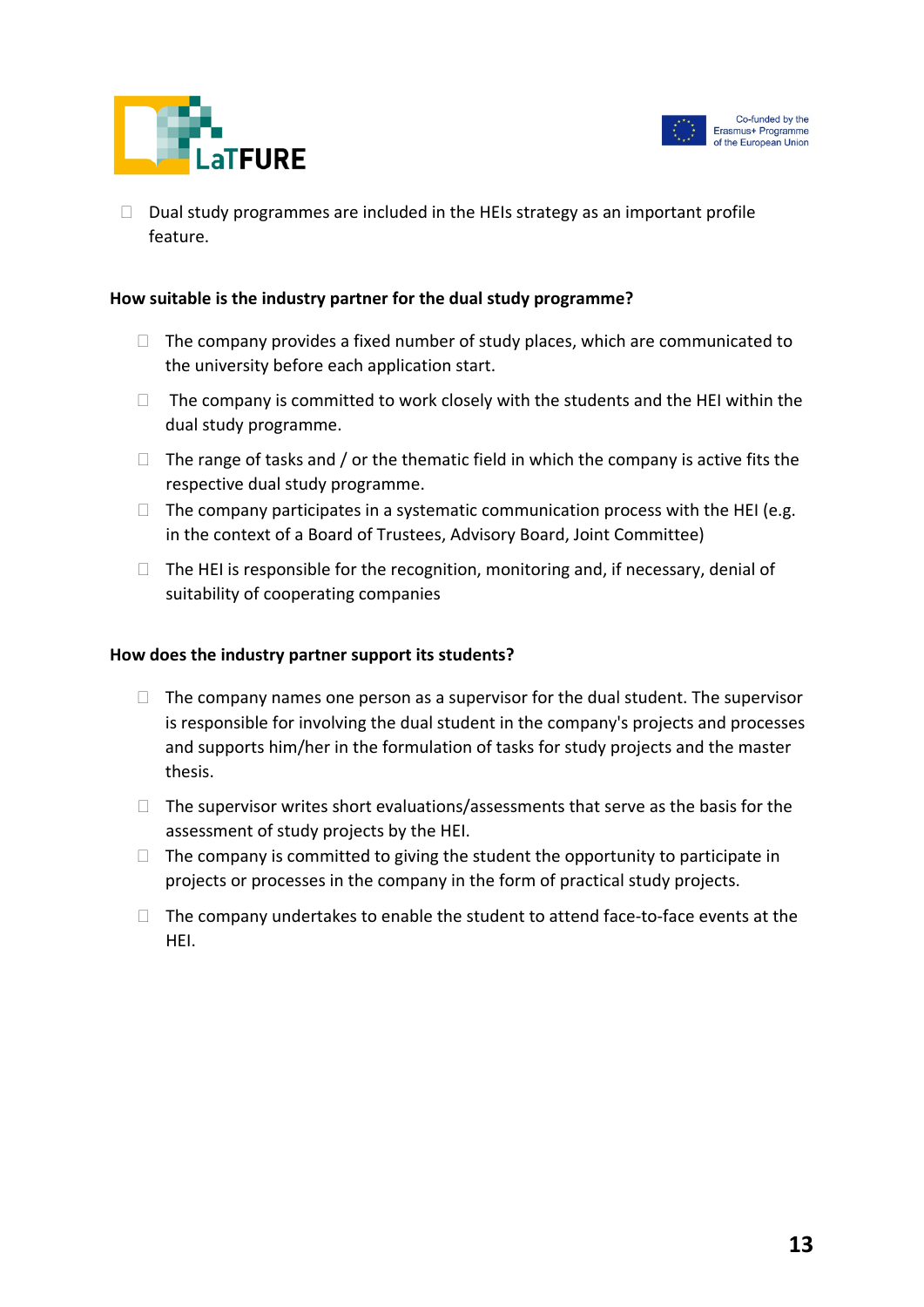- Dual study programmes are included in the HEIs strategy as an important profile feature.

**How suitable is the industry partner for the dual study programme?**

- The company provides a fixed number of study places, which are communicated to the university before each application start.
- The company is committed to work closely with the students and the HEI within the dual study programme.
- The range of tasks and / or the thematic field in which the company is active fits the respective dual study programme.
- The company participates in a systematic communication process with the HEI (e.g. in the context of a Board of Trustees, Advisory Board, Joint Committee)
- The HEI is responsible for the recognition, monitoring and, if necessary, denial of suitability of cooperating companies

**How does the industry partner support its students?**

- The company names one person as a supervisor for the dual student. The supervisor is responsible for involving the dual student in the company's projects and processes and supports him/her in the formulation of tasks for study projects and the master thesis.
- The supervisor writes short evaluations/assessments that serve as the basis for the assessment of study projects by the HEI.
- The company is committed to giving the student the opportunity to participate in projects or processes in the company in the form of practical study projects.
- The company undertakes to enable the student to attend face-to-face events at the HEI.